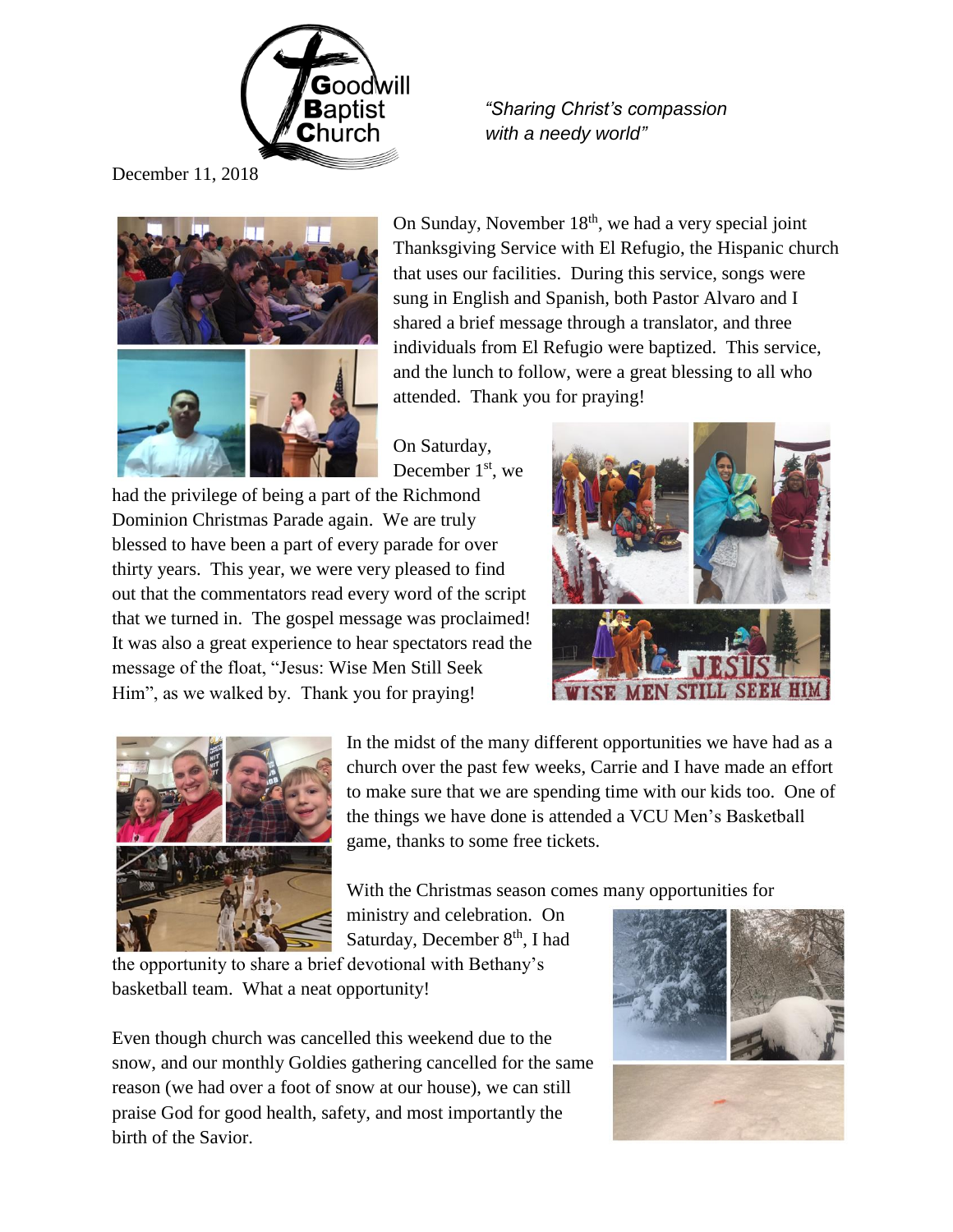Goodwill Baptist Church

*"Sharing Christ's compassion with a needy world"*

December 11, 2018

On Sunday, November 18th, we had a very special joint Thanksgiving Service with El Refugio, the Hispanic church that uses our facilities. During this service, songs were sung in English and Spanish, both Pastor Alvaro and I shared a brief message through a translator, and three individuals from El Refugio were baptized. This service, and the lunch to follow, were a great blessing to all who attended. Thank you for praying!

On Saturday, December 1st, we had the privilege of being a part of the Richmond Dominion Christmas Parade again. We are truly blessed to have been a part of every parade for over thirty years. This year, we were very pleased to find out that the commentators read every word of the script that we turned in. The gospel message was proclaimed! It was also a great experience to hear spectators read the message of the float, "Jesus: Wise Men Still Seek Him", as we walked by. Thank you for praying!

In the midst of the many different opportunities we have had as a church over the past few weeks, Carrie and I have made an effort to make sure that we are spending time with our kids too. One of the things we have done is attended a VCU Men's Basketball game, thanks to some free tickets.

With the Christmas season comes many opportunities for ministry and celebration. On Saturday, December 8th, I had the opportunity to share a brief devotional with Bethany's basketball team. What a neat opportunity!

Even though church was cancelled this weekend due to the snow, and our monthly Goldies gathering cancelled for the same reason (we had over a foot of snow at our house), we can still praise God for good health, safety, and most importantly the birth of the Savior.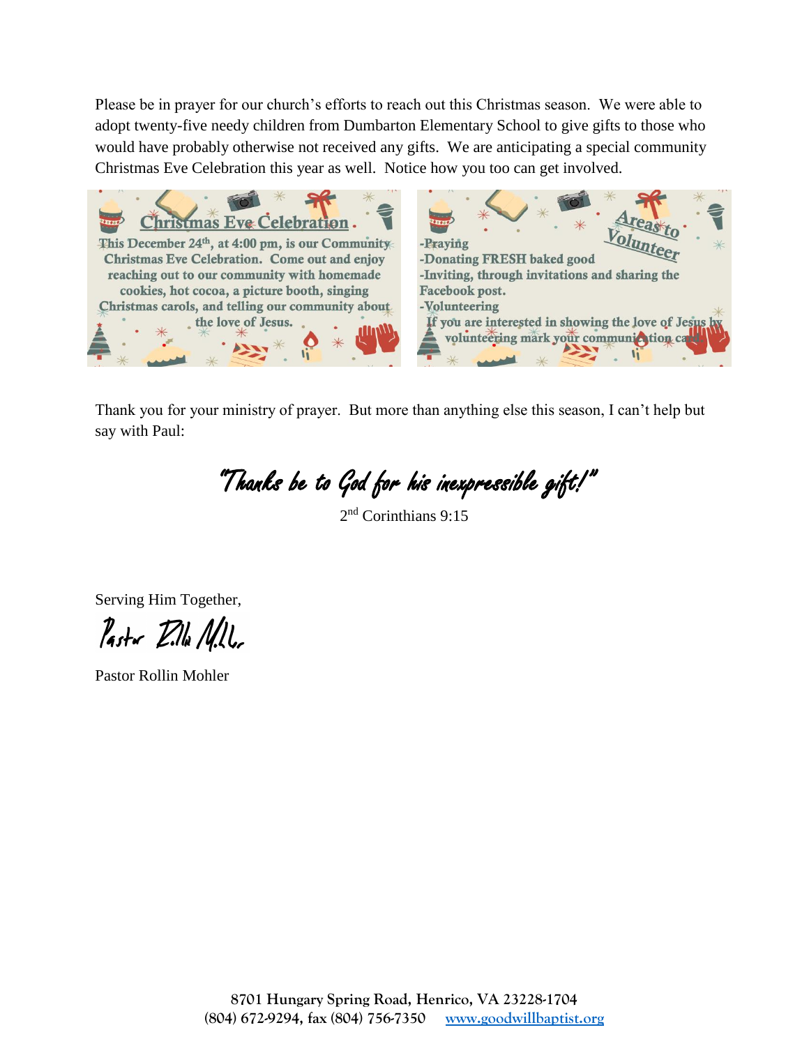Please be in prayer for our church's efforts to reach out this Christmas season. We were able to adopt twenty-five needy children from Dumbarton Elementary School to give gifts to those who would have probably otherwise not received any gifts. We are anticipating a special community Christmas Eve Celebration this year as well. Notice how you too can get involved.

**Christmas Eve Celebration**

This December 24th, at 4:00 pm, is our Community Christmas Eve Celebration. Come out and enjoy reaching out to our community with homemade cookies, hot cocoa, a picture booth, singing Christmas carols, and telling our community about the love of Jesus.

**Areas to Volunteer**

- Praying
- Donating FRESH baked good
- Inviting, through invitations and sharing the Facebook post.
- Volunteering

If you are interested in showing the love of Jesus by volunteering mark your communication card.

Thank you for your ministry of prayer. But more than anything else this season, I can't help but say with Paul:

*"Thanks be to God for his inexpressible gift!"*

2nd Corinthians 9:15

Serving Him Together,

Pastor Rollin Mohler

Pastor Rollin Mohler

8701 Hungary Spring Road, Henrico, VA 23228-1704
(804) 672-9294, fax (804) 756-7350 www.goodwillbaptist.org